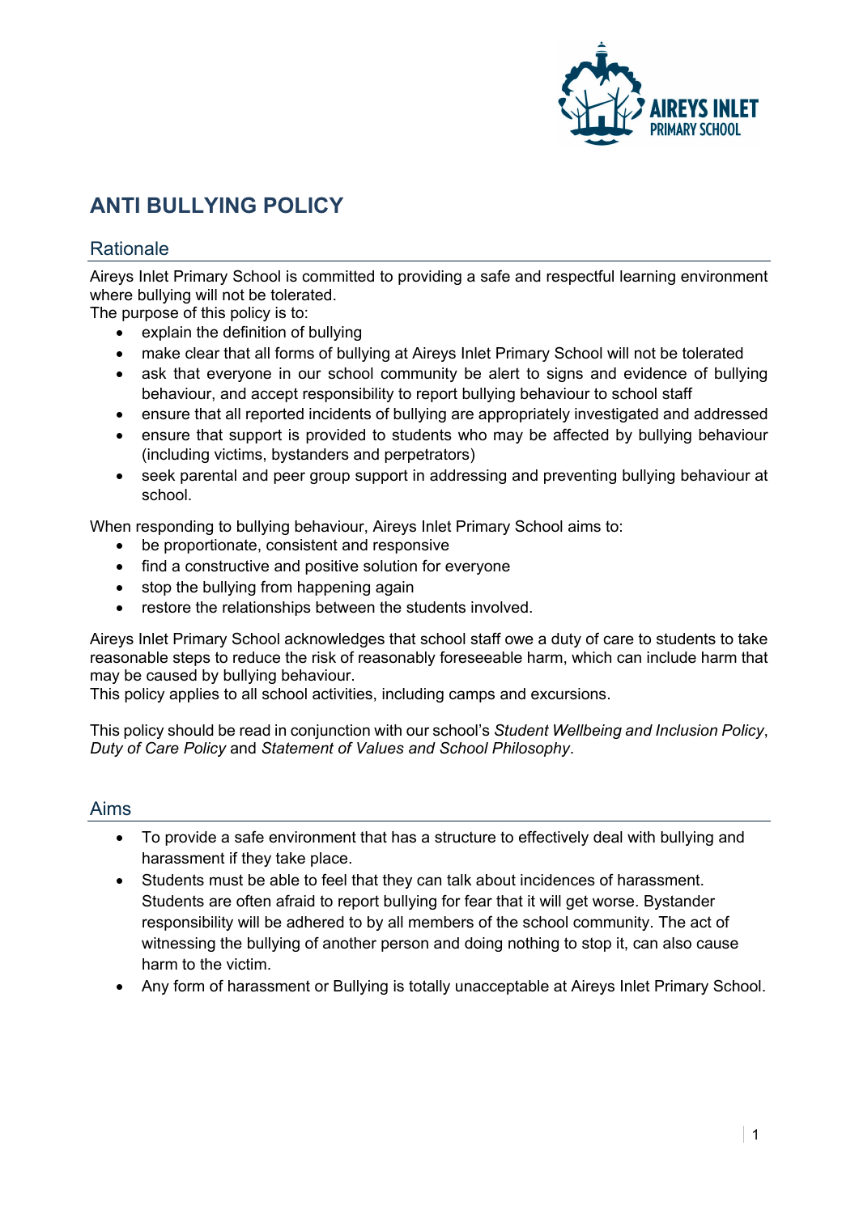# ANTI BULLYING POLICY

## Rationale

Aireys Inlet Primary School is committed to providing a safe and respectful learning environment where bullying will not be tolerated.
The purpose of this policy is to:

- explain the definition of bullying
- make clear that all forms of bullying at Aireys Inlet Primary School will not be tolerated
- ask that everyone in our school community be alert to signs and evidence of bullying behaviour, and accept responsibility to report bullying behaviour to school staff
- ensure that all reported incidents of bullying are appropriately investigated and addressed
- ensure that support is provided to students who may be affected by bullying behaviour (including victims, bystanders and perpetrators)
- seek parental and peer group support in addressing and preventing bullying behaviour at school.

When responding to bullying behaviour, Aireys Inlet Primary School aims to:

- be proportionate, consistent and responsive
- find a constructive and positive solution for everyone
- stop the bullying from happening again
- restore the relationships between the students involved.

Aireys Inlet Primary School acknowledges that school staff owe a duty of care to students to take reasonable steps to reduce the risk of reasonably foreseeable harm, which can include harm that may be caused by bullying behaviour.
This policy applies to all school activities, including camps and excursions.

This policy should be read in conjunction with our school's *Student Wellbeing and Inclusion Policy*, *Duty of Care Policy* and *Statement of Values and School Philosophy*.

## Aims

- To provide a safe environment that has a structure to effectively deal with bullying and harassment if they take place.
- Students must be able to feel that they can talk about incidences of harassment. Students are often afraid to report bullying for fear that it will get worse. Bystander responsibility will be adhered to by all members of the school community. The act of witnessing the bullying of another person and doing nothing to stop it, can also cause harm to the victim.
- Any form of harassment or Bullying is totally unacceptable at Aireys Inlet Primary School.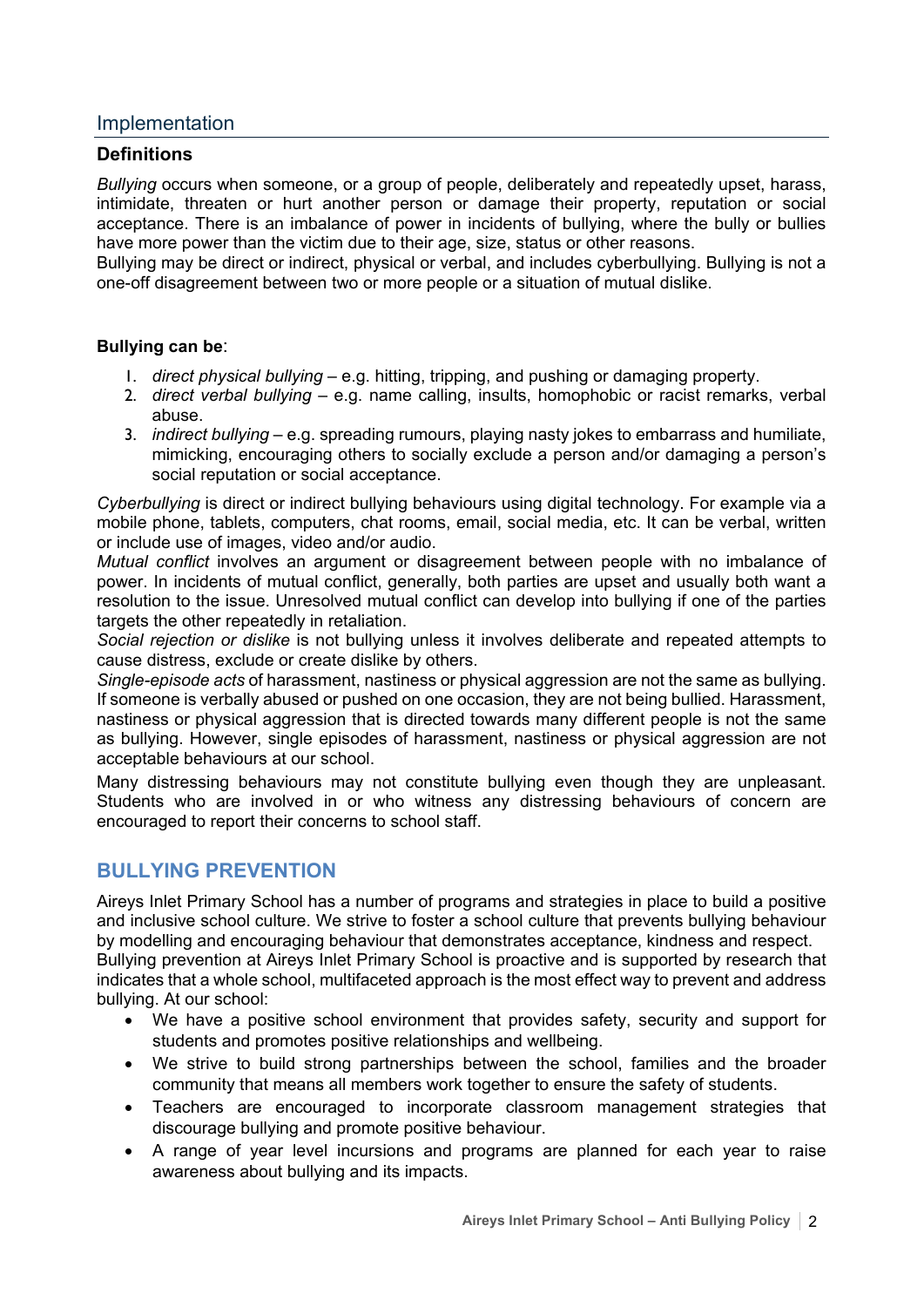## Implementation

### Definitions

*Bullying* occurs when someone, or a group of people, deliberately and repeatedly upset, harass, intimidate, threaten or hurt another person or damage their property, reputation or social acceptance. There is an imbalance of power in incidents of bullying, where the bully or bullies have more power than the victim due to their age, size, status or other reasons.
Bullying may be direct or indirect, physical or verbal, and includes cyberbullying. Bullying is not a one-off disagreement between two or more people or a situation of mutual dislike.

**Bullying can be**:

1. *direct physical bullying* – e.g. hitting, tripping, and pushing or damaging property.
2. *direct verbal bullying* – e.g. name calling, insults, homophobic or racist remarks, verbal abuse.
3. *indirect bullying* – e.g. spreading rumours, playing nasty jokes to embarrass and humiliate, mimicking, encouraging others to socially exclude a person and/or damaging a person's social reputation or social acceptance.

*Cyberbullying* is direct or indirect bullying behaviours using digital technology. For example via a mobile phone, tablets, computers, chat rooms, email, social media, etc. It can be verbal, written or include use of images, video and/or audio.
*Mutual conflict* involves an argument or disagreement between people with no imbalance of power. In incidents of mutual conflict, generally, both parties are upset and usually both want a resolution to the issue. Unresolved mutual conflict can develop into bullying if one of the parties targets the other repeatedly in retaliation.
*Social rejection or dislike* is not bullying unless it involves deliberate and repeated attempts to cause distress, exclude or create dislike by others.
*Single-episode acts* of harassment, nastiness or physical aggression are not the same as bullying. If someone is verbally abused or pushed on one occasion, they are not being bullied. Harassment, nastiness or physical aggression that is directed towards many different people is not the same as bullying. However, single episodes of harassment, nastiness or physical aggression are not acceptable behaviours at our school.
Many distressing behaviours may not constitute bullying even though they are unpleasant. Students who are involved in or who witness any distressing behaviours of concern are encouraged to report their concerns to school staff.

## BULLYING PREVENTION

Aireys Inlet Primary School has a number of programs and strategies in place to build a positive and inclusive school culture. We strive to foster a school culture that prevents bullying behaviour by modelling and encouraging behaviour that demonstrates acceptance, kindness and respect.
Bullying prevention at Aireys Inlet Primary School is proactive and is supported by research that indicates that a whole school, multifaceted approach is the most effect way to prevent and address bullying. At our school:

- We have a positive school environment that provides safety, security and support for students and promotes positive relationships and wellbeing.
- We strive to build strong partnerships between the school, families and the broader community that means all members work together to ensure the safety of students.
- Teachers are encouraged to incorporate classroom management strategies that discourage bullying and promote positive behaviour.
- A range of year level incursions and programs are planned for each year to raise awareness about bullying and its impacts.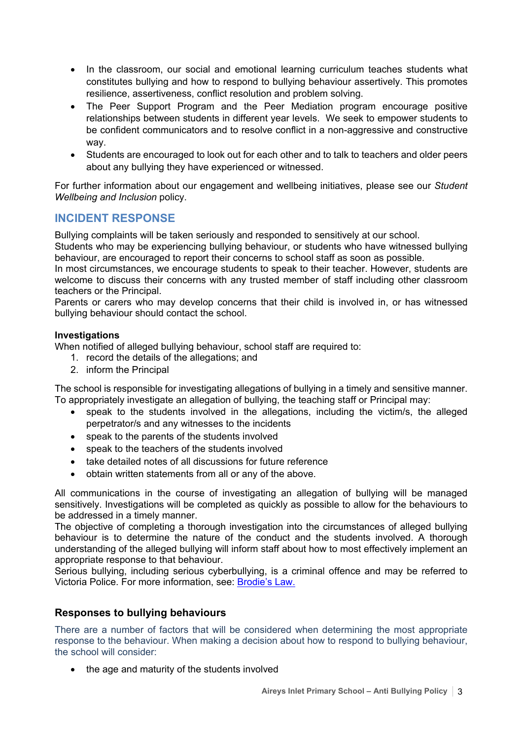- In the classroom, our social and emotional learning curriculum teaches students what constitutes bullying and how to respond to bullying behaviour assertively. This promotes resilience, assertiveness, conflict resolution and problem solving.
- The Peer Support Program and the Peer Mediation program encourage positive relationships between students in different year levels. We seek to empower students to be confident communicators and to resolve conflict in a non-aggressive and constructive way.
- Students are encouraged to look out for each other and to talk to teachers and older peers about any bullying they have experienced or witnessed.

For further information about our engagement and wellbeing initiatives, please see our *Student Wellbeing and Inclusion* policy.

## INCIDENT RESPONSE

Bullying complaints will be taken seriously and responded to sensitively at our school.
Students who may be experiencing bullying behaviour, or students who have witnessed bullying behaviour, are encouraged to report their concerns to school staff as soon as possible.
In most circumstances, we encourage students to speak to their teacher. However, students are welcome to discuss their concerns with any trusted member of staff including other classroom teachers or the Principal.
Parents or carers who may develop concerns that their child is involved in, or has witnessed bullying behaviour should contact the school.

**Investigations**

When notified of alleged bullying behaviour, school staff are required to:

1. record the details of the allegations; and
2. inform the Principal

The school is responsible for investigating allegations of bullying in a timely and sensitive manner. To appropriately investigate an allegation of bullying, the teaching staff or Principal may:

- speak to the students involved in the allegations, including the victim/s, the alleged perpetrator/s and any witnesses to the incidents
- speak to the parents of the students involved
- speak to the teachers of the students involved
- take detailed notes of all discussions for future reference
- obtain written statements from all or any of the above.

All communications in the course of investigating an allegation of bullying will be managed sensitively. Investigations will be completed as quickly as possible to allow for the behaviours to be addressed in a timely manner.
The objective of completing a thorough investigation into the circumstances of alleged bullying behaviour is to determine the nature of the conduct and the students involved. A thorough understanding of the alleged bullying will inform staff about how to most effectively implement an appropriate response to that behaviour.
Serious bullying, including serious cyberbullying, is a criminal offence and may be referred to Victoria Police. For more information, see: [Brodie's Law.]

### Responses to bullying behaviours

There are a number of factors that will be considered when determining the most appropriate response to the behaviour. When making a decision about how to respond to bullying behaviour, the school will consider:

- the age and maturity of the students involved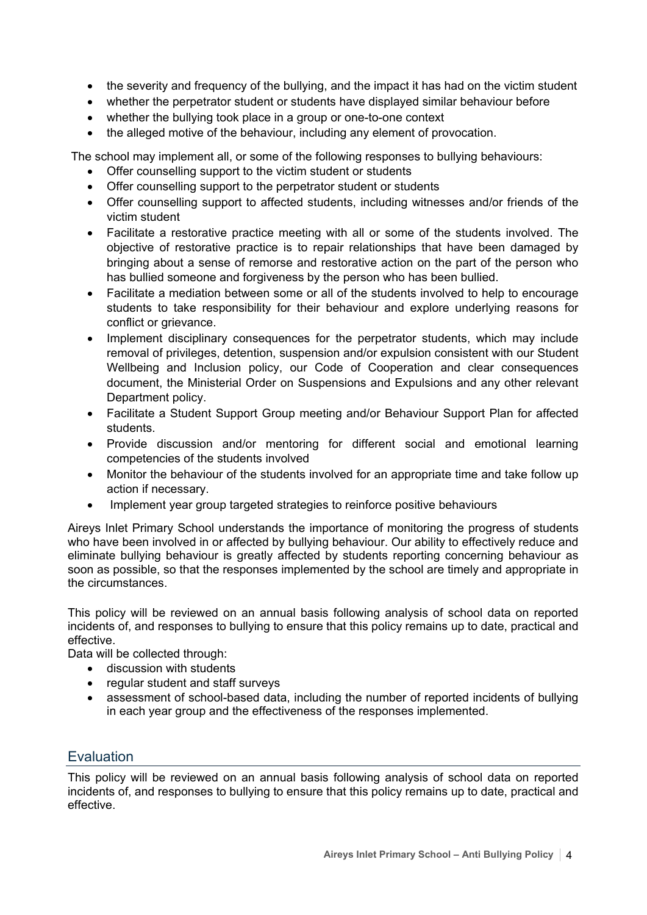- the severity and frequency of the bullying, and the impact it has had on the victim student
- whether the perpetrator student or students have displayed similar behaviour before
- whether the bullying took place in a group or one-to-one context
- the alleged motive of the behaviour, including any element of provocation.

The school may implement all, or some of the following responses to bullying behaviours:

- Offer counselling support to the victim student or students
- Offer counselling support to the perpetrator student or students
- Offer counselling support to affected students, including witnesses and/or friends of the victim student
- Facilitate a restorative practice meeting with all or some of the students involved. The objective of restorative practice is to repair relationships that have been damaged by bringing about a sense of remorse and restorative action on the part of the person who has bullied someone and forgiveness by the person who has been bullied.
- Facilitate a mediation between some or all of the students involved to help to encourage students to take responsibility for their behaviour and explore underlying reasons for conflict or grievance.
- Implement disciplinary consequences for the perpetrator students, which may include removal of privileges, detention, suspension and/or expulsion consistent with our Student Wellbeing and Inclusion policy, our Code of Cooperation and clear consequences document, the Ministerial Order on Suspensions and Expulsions and any other relevant Department policy.
- Facilitate a Student Support Group meeting and/or Behaviour Support Plan for affected students.
- Provide discussion and/or mentoring for different social and emotional learning competencies of the students involved
- Monitor the behaviour of the students involved for an appropriate time and take follow up action if necessary.
- Implement year group targeted strategies to reinforce positive behaviours

Aireys Inlet Primary School understands the importance of monitoring the progress of students who have been involved in or affected by bullying behaviour. Our ability to effectively reduce and eliminate bullying behaviour is greatly affected by students reporting concerning behaviour as soon as possible, so that the responses implemented by the school are timely and appropriate in the circumstances.

This policy will be reviewed on an annual basis following analysis of school data on reported incidents of, and responses to bullying to ensure that this policy remains up to date, practical and effective.

Data will be collected through:

- discussion with students
- regular student and staff surveys
- assessment of school-based data, including the number of reported incidents of bullying in each year group and the effectiveness of the responses implemented.

## Evaluation

This policy will be reviewed on an annual basis following analysis of school data on reported incidents of, and responses to bullying to ensure that this policy remains up to date, practical and effective.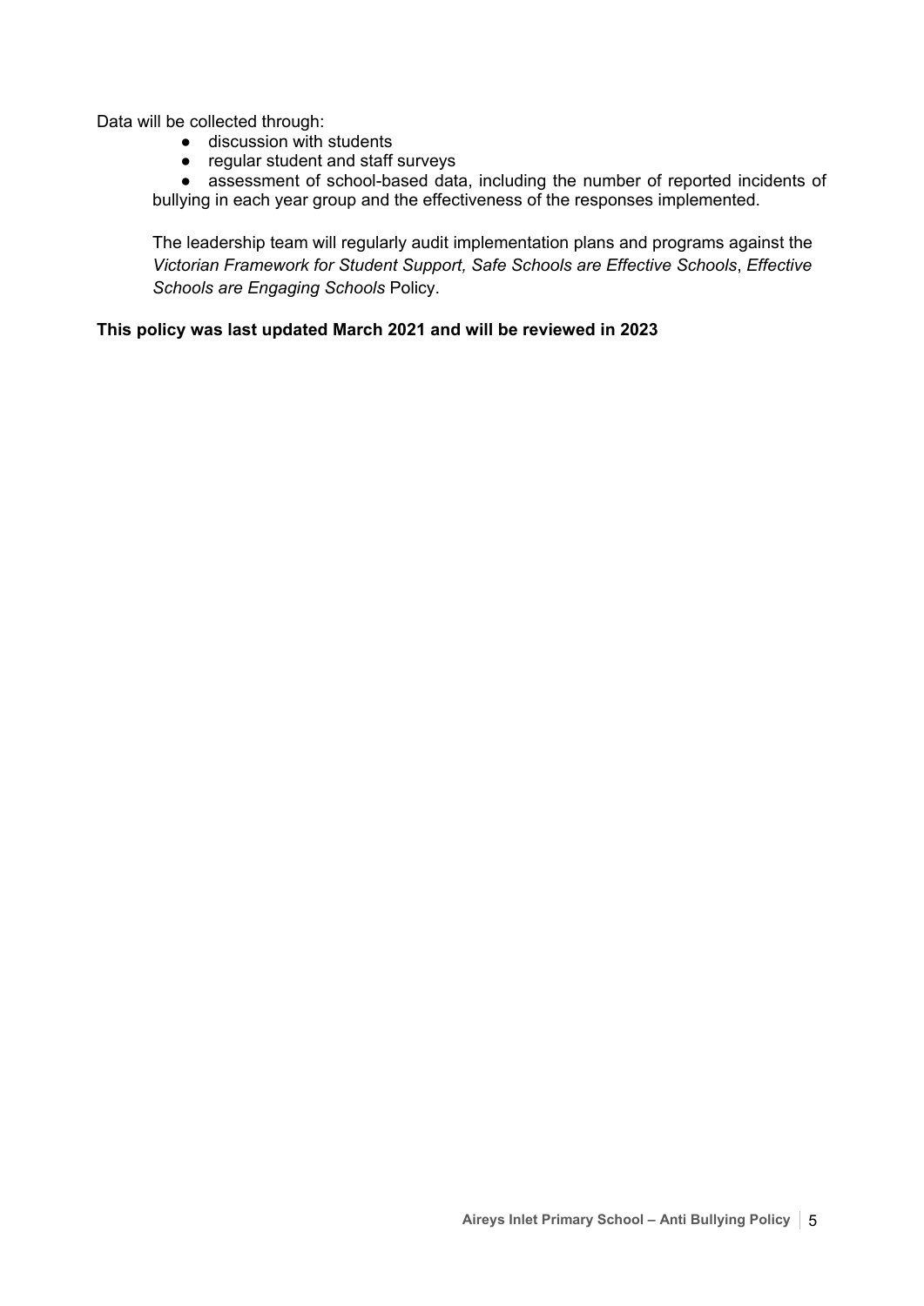Data will be collected through:

- discussion with students
- regular student and staff surveys
- assessment of school-based data, including the number of reported incidents of bullying in each year group and the effectiveness of the responses implemented.

The leadership team will regularly audit implementation plans and programs against the *Victorian Framework for Student Support, Safe Schools are Effective Schools*, *Effective Schools are Engaging Schools* Policy.

**This policy was last updated March 2021 and will be reviewed in 2023**